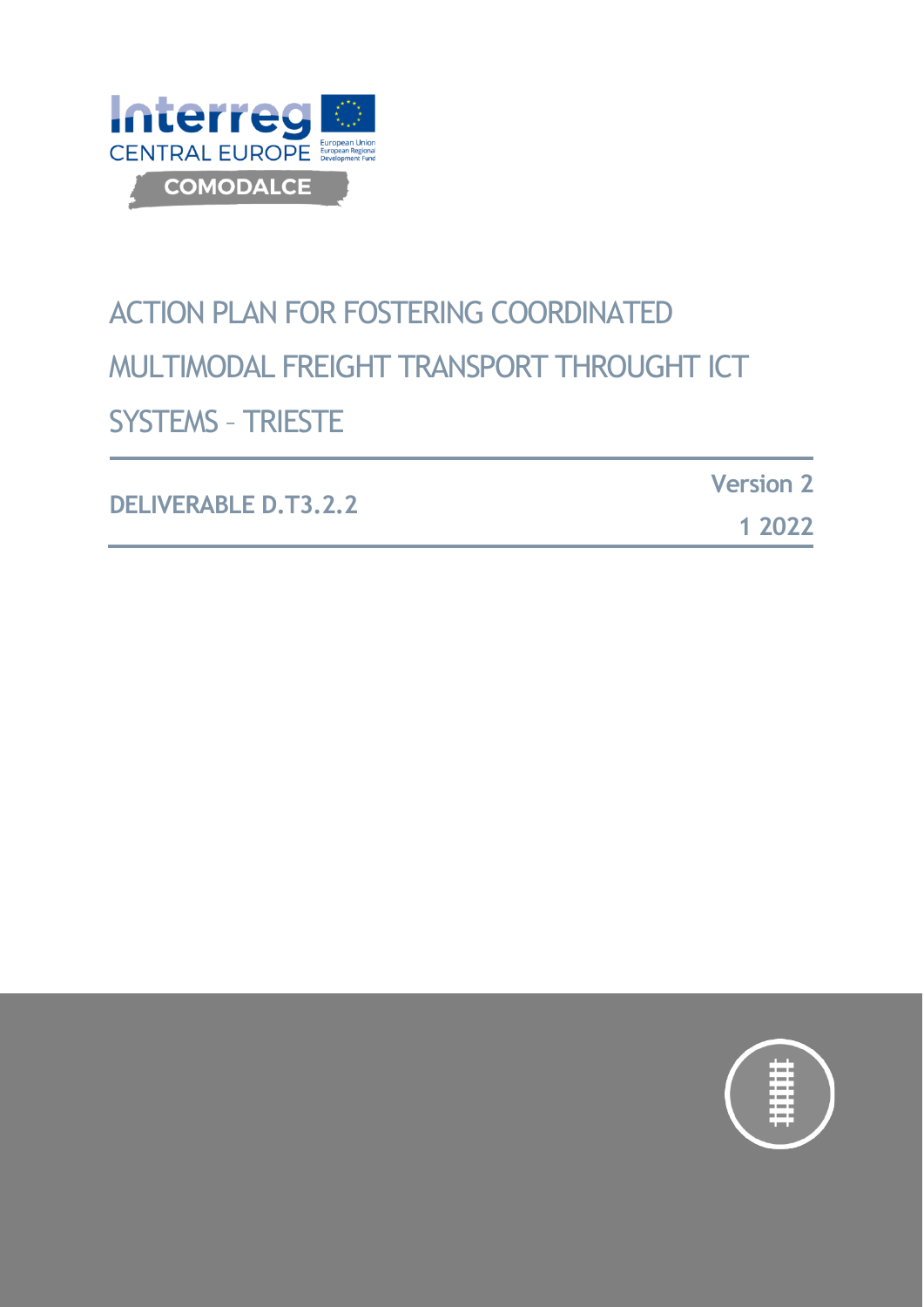Interreg
CENTRAL EUROPE
European Union
European Regional Development Fund

COMODALCE

# ACTION PLAN FOR FOSTERING COORDINATED MULTIMODAL FREIGHT TRANSPORT THROUGHT ICT SYSTEMS – TRIESTE

**DELIVERABLE D.T3.2.2**

**Version 2**

**1 2022**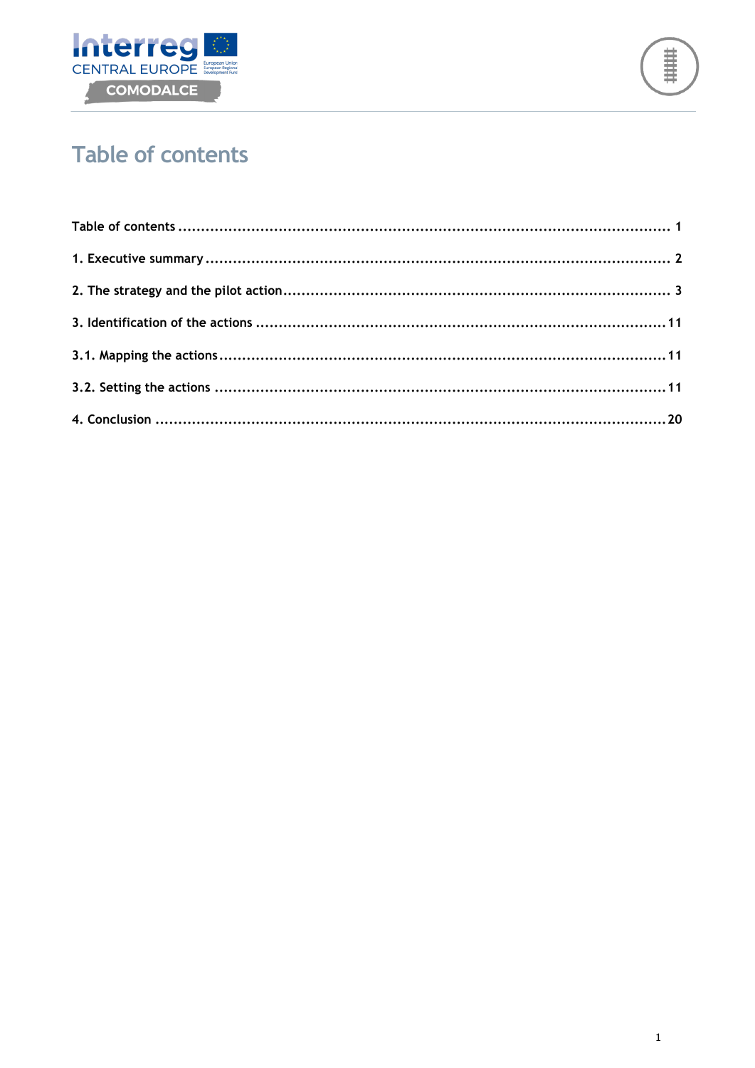# Table of contents

Table of contents ........................................................................................................ 1

1. Executive summary ................................................................................................... 2

2. The strategy and the pilot action ................................................................................. 3

3. Identification of the actions ....................................................................................... 11

3.1. Mapping the actions ............................................................................................... 11

3.2. Setting the actions ................................................................................................ 11

4. Conclusion ............................................................................................................ 20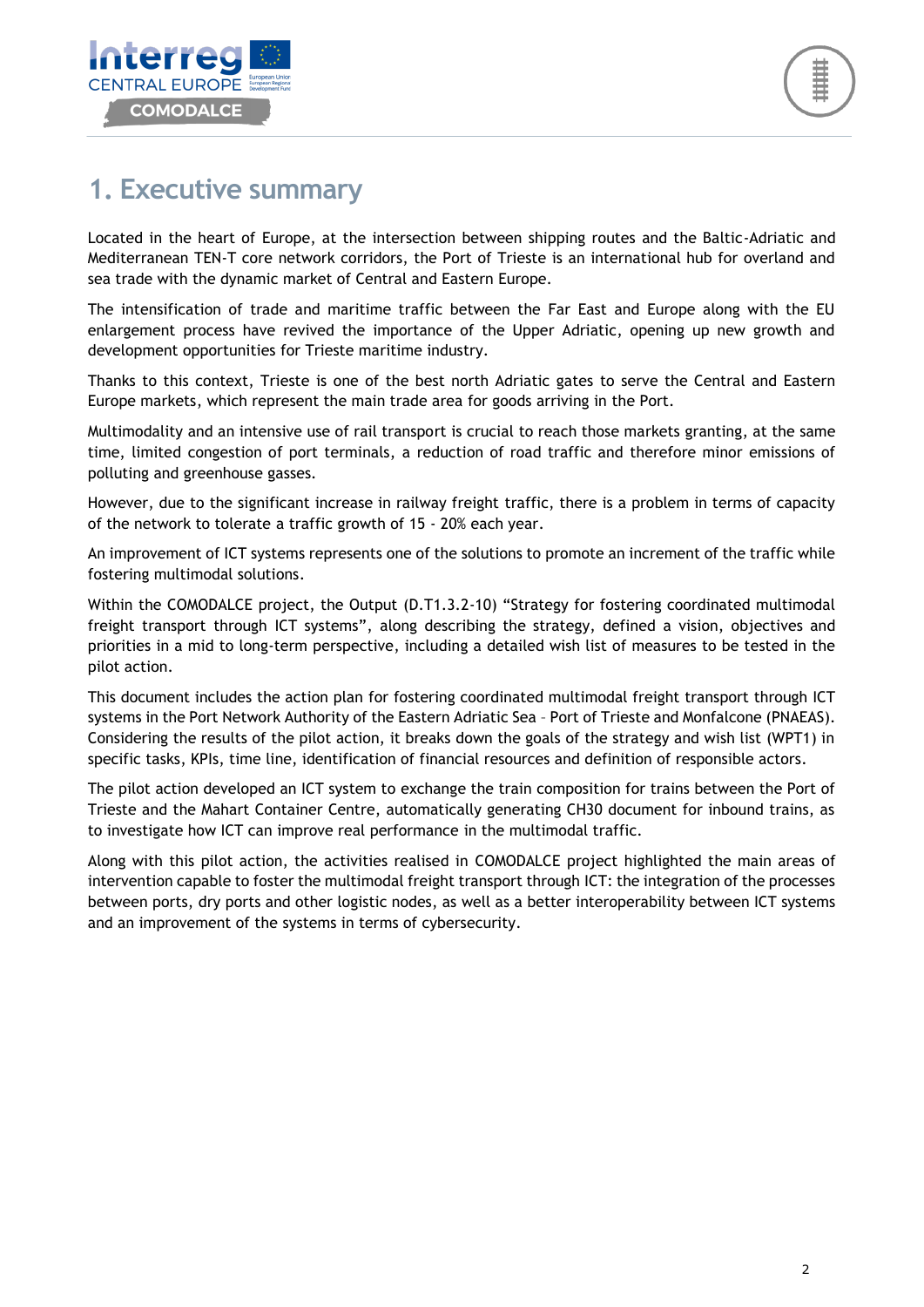# 1. Executive summary

Located in the heart of Europe, at the intersection between shipping routes and the Baltic-Adriatic and Mediterranean TEN-T core network corridors, the Port of Trieste is an international hub for overland and sea trade with the dynamic market of Central and Eastern Europe.

The intensification of trade and maritime traffic between the Far East and Europe along with the EU enlargement process have revived the importance of the Upper Adriatic, opening up new growth and development opportunities for Trieste maritime industry.

Thanks to this context, Trieste is one of the best north Adriatic gates to serve the Central and Eastern Europe markets, which represent the main trade area for goods arriving in the Port.

Multimodality and an intensive use of rail transport is crucial to reach those markets granting, at the same time, limited congestion of port terminals, a reduction of road traffic and therefore minor emissions of polluting and greenhouse gasses.

However, due to the significant increase in railway freight traffic, there is a problem in terms of capacity of the network to tolerate a traffic growth of 15 - 20% each year.

An improvement of ICT systems represents one of the solutions to promote an increment of the traffic while fostering multimodal solutions.

Within the COMODALCE project, the Output (D.T1.3.2-10) "Strategy for fostering coordinated multimodal freight transport through ICT systems", along describing the strategy, defined a vision, objectives and priorities in a mid to long-term perspective, including a detailed wish list of measures to be tested in the pilot action.

This document includes the action plan for fostering coordinated multimodal freight transport through ICT systems in the Port Network Authority of the Eastern Adriatic Sea – Port of Trieste and Monfalcone (PNAEAS). Considering the results of the pilot action, it breaks down the goals of the strategy and wish list (WPT1) in specific tasks, KPIs, time line, identification of financial resources and definition of responsible actors.

The pilot action developed an ICT system to exchange the train composition for trains between the Port of Trieste and the Mahart Container Centre, automatically generating CH30 document for inbound trains, as to investigate how ICT can improve real performance in the multimodal traffic.

Along with this pilot action, the activities realised in COMODALCE project highlighted the main areas of intervention capable to foster the multimodal freight transport through ICT: the integration of the processes between ports, dry ports and other logistic nodes, as well as a better interoperability between ICT systems and an improvement of the systems in terms of cybersecurity.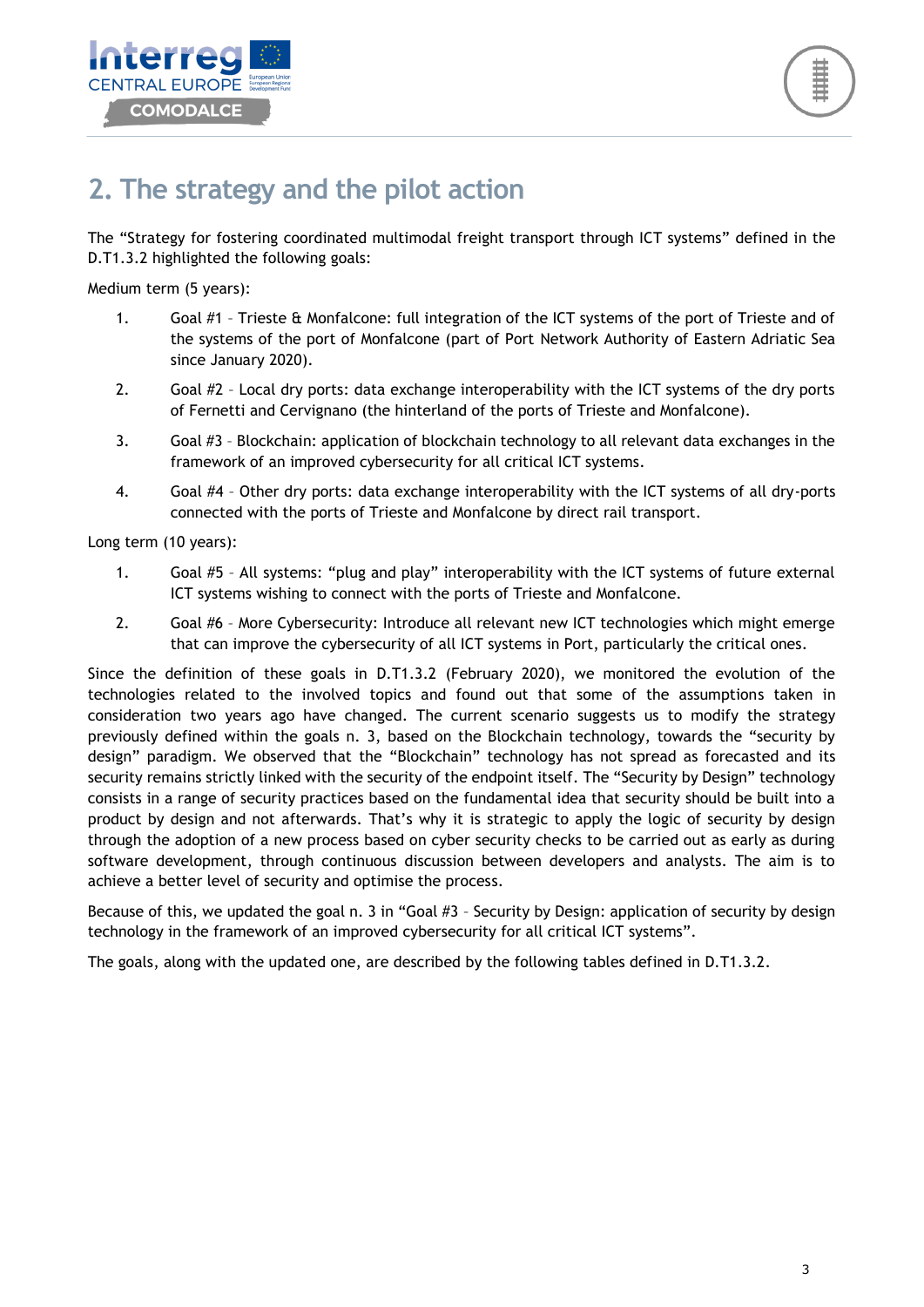## 2. The strategy and the pilot action

The "Strategy for fostering coordinated multimodal freight transport through ICT systems" defined in the D.T1.3.2 highlighted the following goals:

Medium term (5 years):

1. Goal #1 – Trieste & Monfalcone: full integration of the ICT systems of the port of Trieste and of the systems of the port of Monfalcone (part of Port Network Authority of Eastern Adriatic Sea since January 2020).
2. Goal #2 – Local dry ports: data exchange interoperability with the ICT systems of the dry ports of Fernetti and Cervignano (the hinterland of the ports of Trieste and Monfalcone).
3. Goal #3 – Blockchain: application of blockchain technology to all relevant data exchanges in the framework of an improved cybersecurity for all critical ICT systems.
4. Goal #4 – Other dry ports: data exchange interoperability with the ICT systems of all dry-ports connected with the ports of Trieste and Monfalcone by direct rail transport.

Long term (10 years):

1. Goal #5 – All systems: "plug and play" interoperability with the ICT systems of future external ICT systems wishing to connect with the ports of Trieste and Monfalcone.
2. Goal #6 – More Cybersecurity: Introduce all relevant new ICT technologies which might emerge that can improve the cybersecurity of all ICT systems in Port, particularly the critical ones.

Since the definition of these goals in D.T1.3.2 (February 2020), we monitored the evolution of the technologies related to the involved topics and found out that some of the assumptions taken in consideration two years ago have changed. The current scenario suggests us to modify the strategy previously defined within the goals n. 3, based on the Blockchain technology, towards the "security by design" paradigm. We observed that the "Blockchain" technology has not spread as forecasted and its security remains strictly linked with the security of the endpoint itself. The "Security by Design" technology consists in a range of security practices based on the fundamental idea that security should be built into a product by design and not afterwards. That's why it is strategic to apply the logic of security by design through the adoption of a new process based on cyber security checks to be carried out as early as during software development, through continuous discussion between developers and analysts. The aim is to achieve a better level of security and optimise the process.

Because of this, we updated the goal n. 3 in "Goal #3 – Security by Design: application of security by design technology in the framework of an improved cybersecurity for all critical ICT systems".

The goals, along with the updated one, are described by the following tables defined in D.T1.3.2.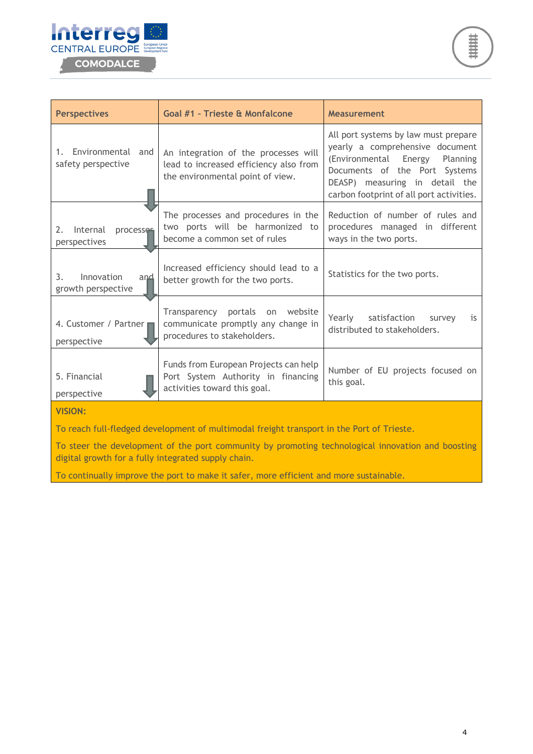| Perspectives | Goal #1 - Trieste & Monfalcone | Measurement |
|---|---|---|
| 1. Environmental and safety perspective | An integration of the processes will lead to increased efficiency also from the environmental point of view. | All port systems by law must prepare yearly a comprehensive document (Environmental Energy Planning Documents of the Port Systems DEASP) measuring in detail the carbon footprint of all port activities. |
| 2. Internal processes perspectives | The processes and procedures in the two ports will be harmonized to become a common set of rules | Reduction of number of rules and procedures managed in different ways in the two ports. |
| 3. Innovation and growth perspective | Increased efficiency should lead to a better growth for the two ports. | Statistics for the two ports. |
| 4. Customer / Partner perspective | Transparency portals on website communicate promptly any change in procedures to stakeholders. | Yearly satisfaction survey is distributed to stakeholders. |
| 5. Financial perspective | Funds from European Projects can help Port System Authority in financing activities toward this goal. | Number of EU projects focused on this goal. |
| **VISION:** To reach full-fledged development of multimodal freight transport in the Port of Trieste. To steer the development of the port community by promoting technological innovation and boosting digital growth for a fully integrated supply chain. To continually improve the port to make it safer, more efficient and more sustainable. | | |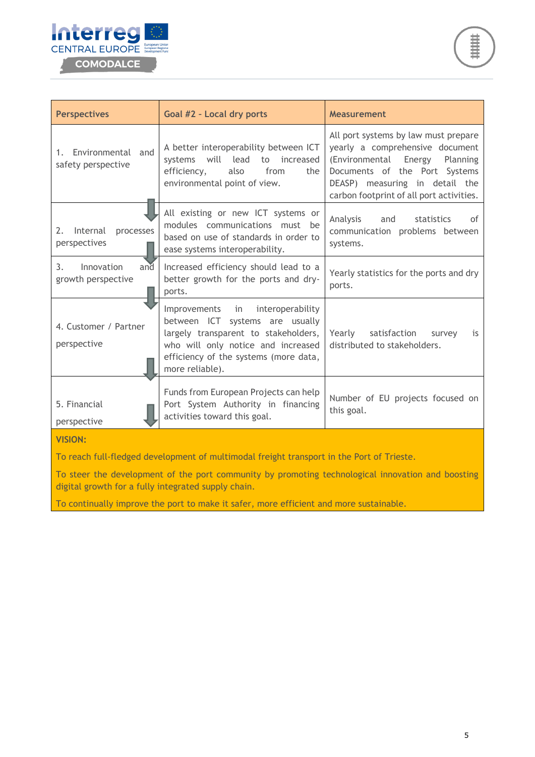| Perspectives | Goal #2 - Local dry ports | Measurement |
|---|---|---|
| 1. Environmental and safety perspective | A better interoperability between ICT systems will lead to increased efficiency, also from the environmental point of view. | All port systems by law must prepare yearly a comprehensive document (Environmental Energy Planning Documents of the Port Systems DEASP) measuring in detail the carbon footprint of all port activities. |
| 2. Internal processes perspectives | All existing or new ICT systems or modules communications must be based on use of standards in order to ease systems interoperability. | Analysis and statistics of communication problems between systems. |
| 3. Innovation and growth perspective | Increased efficiency should lead to a better growth for the ports and dry-ports. | Yearly statistics for the ports and dry ports. |
| 4. Customer / Partner perspective | Improvements in interoperability between ICT systems are usually largely transparent to stakeholders, who will only notice and increased efficiency of the systems (more data, more reliable). | Yearly satisfaction survey is distributed to stakeholders. |
| 5. Financial perspective | Funds from European Projects can help Port System Authority in financing activities toward this goal. | Number of EU projects focused on this goal. |

**VISION:**

To reach full-fledged development of multimodal freight transport in the Port of Trieste.

To steer the development of the port community by promoting technological innovation and boosting digital growth for a fully integrated supply chain.

To continually improve the port to make it safer, more efficient and more sustainable.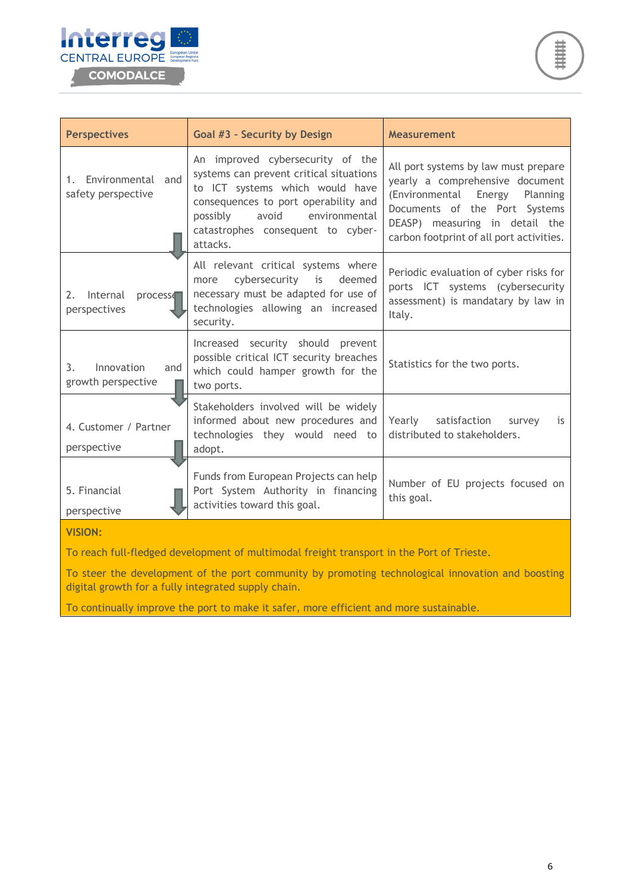| Perspectives | Goal #3 - Security by Design | Measurement |
|---|---|---|
| 1. Environmental and safety perspective | An improved cybersecurity of the systems can prevent critical situations to ICT systems which would have consequences to port operability and possibly avoid environmental catastrophes consequent to cyber-attacks. | All port systems by law must prepare yearly a comprehensive document (Environmental Energy Planning Documents of the Port Systems DEASP) measuring in detail the carbon footprint of all port activities. |
| 2. Internal processes perspectives | All relevant critical systems where more cybersecurity is deemed necessary must be adapted for use of technologies allowing an increased security. | Periodic evaluation of cyber risks for ports ICT systems (cybersecurity assessment) is mandatory by law in Italy. |
| 3. Innovation and growth perspective | Increased security should prevent possible critical ICT security breaches which could hamper growth for the two ports. | Statistics for the two ports. |
| 4. Customer / Partner perspective | Stakeholders involved will be widely informed about new procedures and technologies they would need to adopt. | Yearly satisfaction survey is distributed to stakeholders. |
| 5. Financial perspective | Funds from European Projects can help Port System Authority in financing activities toward this goal. | Number of EU projects focused on this goal. |

**VISION:**

To reach full-fledged development of multimodal freight transport in the Port of Trieste.

To steer the development of the port community by promoting technological innovation and boosting digital growth for a fully integrated supply chain.

To continually improve the port to make it safer, more efficient and more sustainable.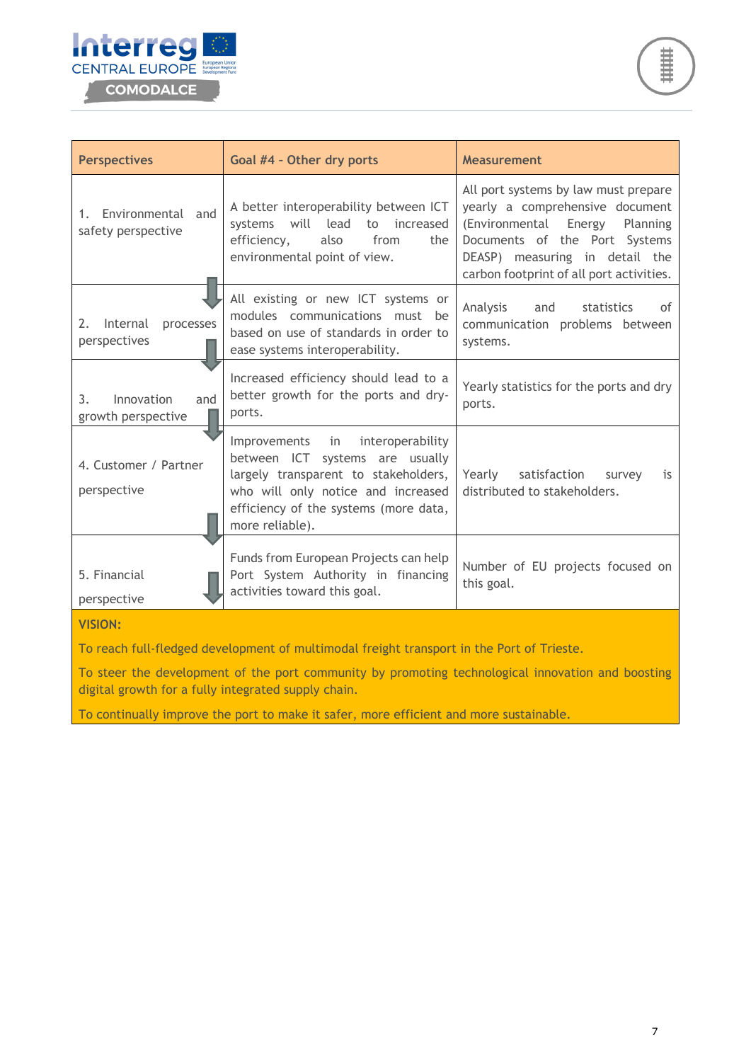| Perspectives | Goal #4 - Other dry ports | Measurement |
|---|---|---|
| 1. Environmental and safety perspective | A better interoperability between ICT systems will lead to increased efficiency, also from the environmental point of view. | All port systems by law must prepare yearly a comprehensive document (Environmental Energy Planning Documents of the Port Systems DEASP) measuring in detail the carbon footprint of all port activities. |
| 2. Internal processes perspectives | All existing or new ICT systems or modules communications must be based on use of standards in order to ease systems interoperability. | Analysis and statistics of communication problems between systems. |
| 3. Innovation and growth perspective | Increased efficiency should lead to a better growth for the ports and dry-ports. | Yearly statistics for the ports and dry ports. |
| 4. Customer / Partner perspective | Improvements in interoperability between ICT systems are usually largely transparent to stakeholders, who will only notice and increased efficiency of the systems (more data, more reliable). | Yearly satisfaction survey is distributed to stakeholders. |
| 5. Financial perspective | Funds from European Projects can help Port System Authority in financing activities toward this goal. | Number of EU projects focused on this goal. |
| **VISION:**<br>To reach full-fledged development of multimodal freight transport in the Port of Trieste.<br>To steer the development of the port community by promoting technological innovation and boosting digital growth for a fully integrated supply chain.<br>To continually improve the port to make it safer, more efficient and more sustainable. | | |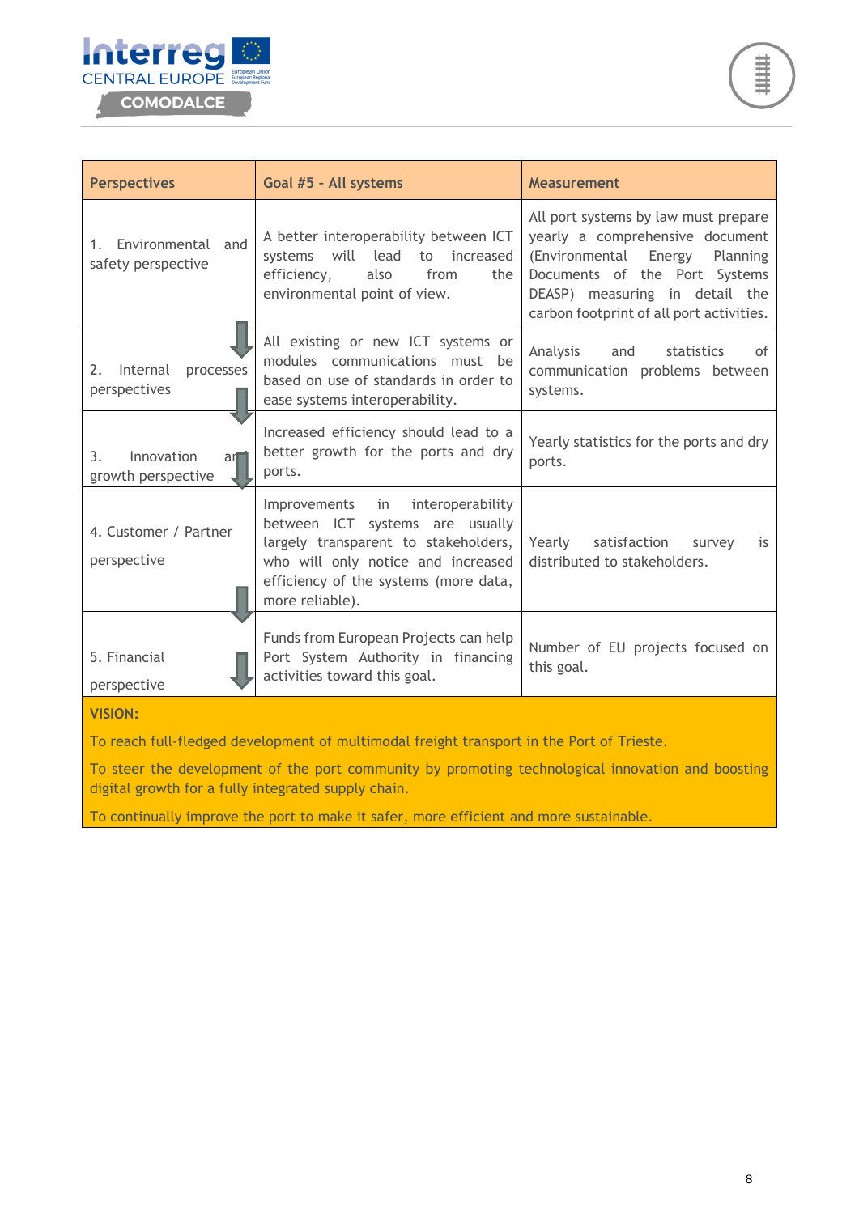| Perspectives | Goal #5 – All systems | Measurement |
|---|---|---|
| 1. Environmental and safety perspective | A better interoperability between ICT systems will lead to increased efficiency, also from the environmental point of view. | All port systems by law must prepare yearly a comprehensive document (Environmental Energy Planning Documents of the Port Systems DEASP) measuring in detail the carbon footprint of all port activities. |
| 2. Internal processes perspectives | All existing or new ICT systems or modules communications must be based on use of standards in order to ease systems interoperability. | Analysis and statistics of communication problems between systems. |
| 3. Innovation and growth perspective | Increased efficiency should lead to a better growth for the ports and dry ports. | Yearly statistics for the ports and dry ports. |
| 4. Customer / Partner perspective | Improvements in interoperability between ICT systems are usually largely transparent to stakeholders, who will only notice and increased efficiency of the systems (more data, more reliable). | Yearly satisfaction survey is distributed to stakeholders. |
| 5. Financial perspective | Funds from European Projects can help Port System Authority in financing activities toward this goal. | Number of EU projects focused on this goal. |
| **VISION:** To reach full-fledged development of multimodal freight transport in the Port of Trieste. To steer the development of the port community by promoting technological innovation and boosting digital growth for a fully integrated supply chain. To continually improve the port to make it safer, more efficient and more sustainable. | | |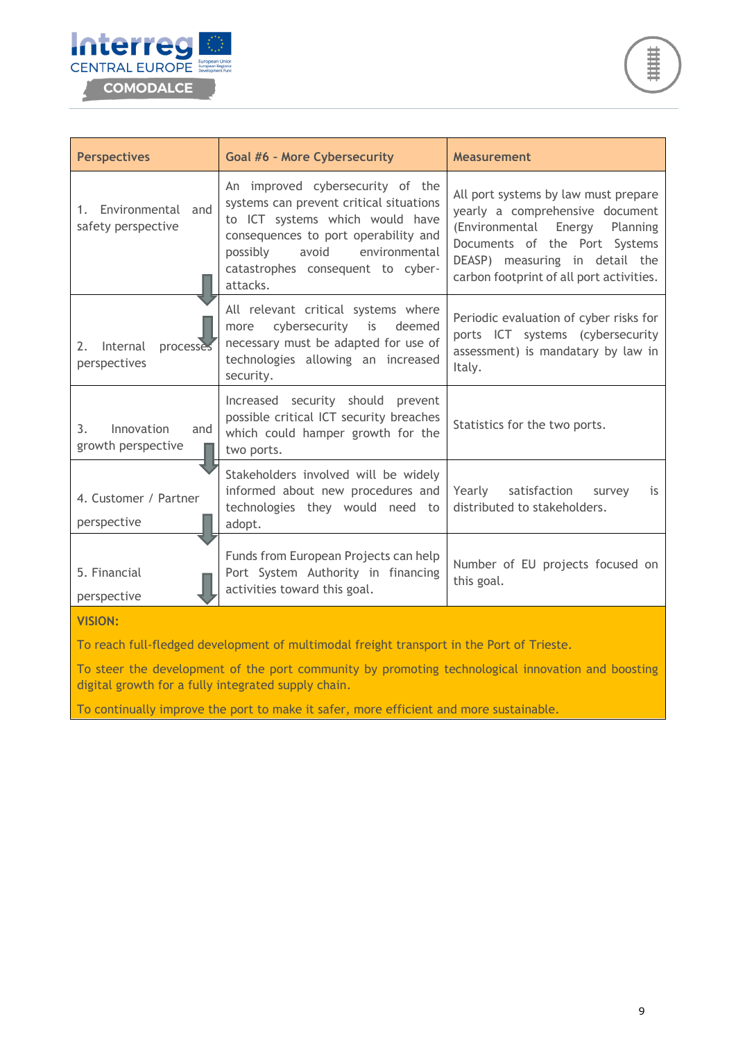| Perspectives | Goal #6 - More Cybersecurity | Measurement |
|---|---|---|
| 1. Environmental and safety perspective | An improved cybersecurity of the systems can prevent critical situations to ICT systems which would have consequences to port operability and possibly avoid environmental catastrophes consequent to cyber-attacks. | All port systems by law must prepare yearly a comprehensive document (Environmental Energy Planning Documents of the Port Systems DEASP) measuring in detail the carbon footprint of all port activities. |
| 2. Internal processes perspectives | All relevant critical systems where more cybersecurity is deemed necessary must be adapted for use of technologies allowing an increased security. | Periodic evaluation of cyber risks for ports ICT systems (cybersecurity assessment) is mandatory by law in Italy. |
| 3. Innovation and growth perspective | Increased security should prevent possible critical ICT security breaches which could hamper growth for the two ports. | Statistics for the two ports. |
| 4. Customer / Partner perspective | Stakeholders involved will be widely informed about new procedures and technologies they would need to adopt. | Yearly satisfaction survey is distributed to stakeholders. |
| 5. Financial perspective | Funds from European Projects can help Port System Authority in financing activities toward this goal. | Number of EU projects focused on this goal. |

**VISION:**

To reach full-fledged development of multimodal freight transport in the Port of Trieste.

To steer the development of the port community by promoting technological innovation and boosting digital growth for a fully integrated supply chain.

To continually improve the port to make it safer, more efficient and more sustainable.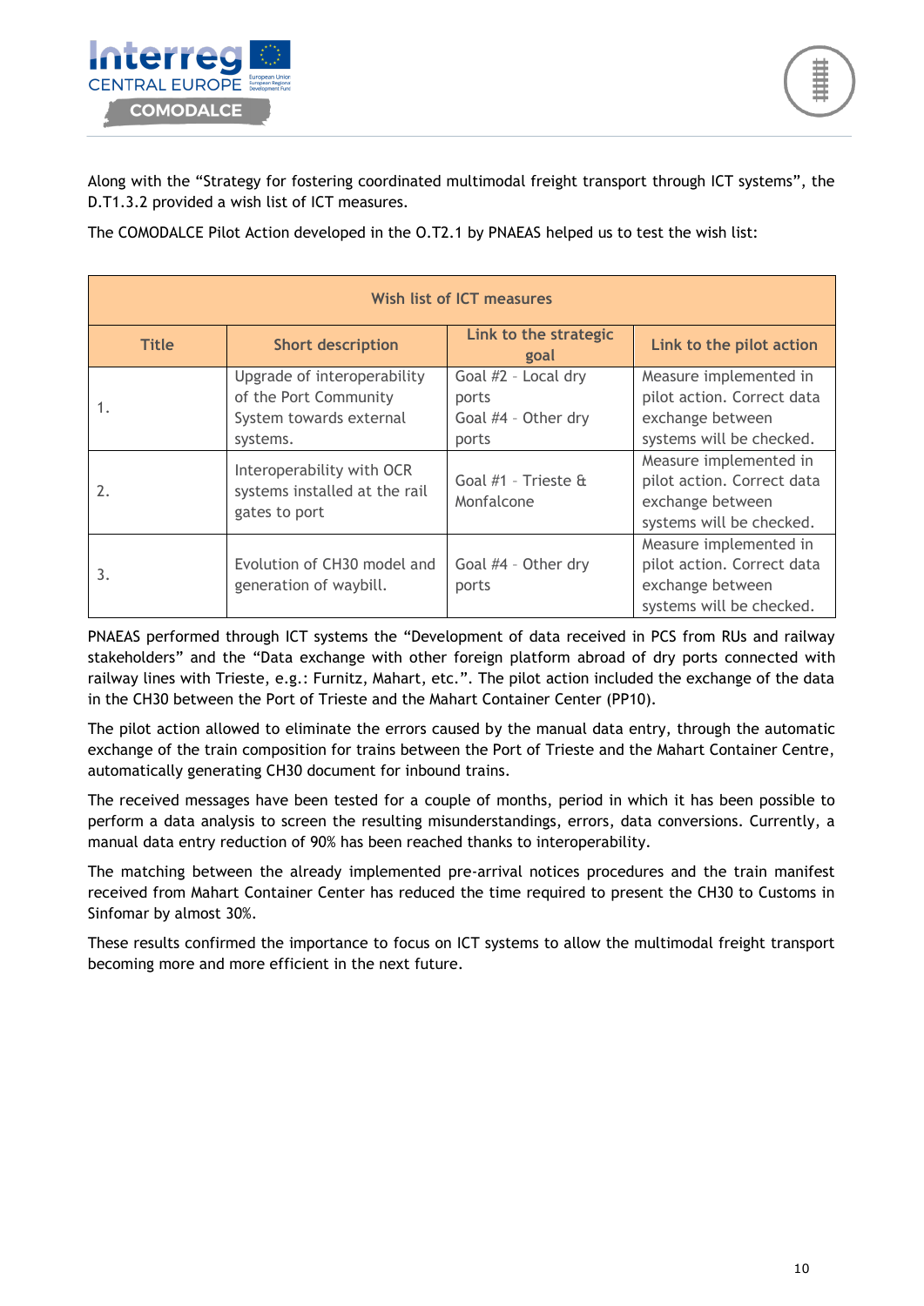Along with the “Strategy for fostering coordinated multimodal freight transport through ICT systems”, the D.T1.3.2 provided a wish list of ICT measures.

The COMODALCE Pilot Action developed in the O.T2.1 by PNAEAS helped us to test the wish list:

| Wish list of ICT measures | | | |
|---|---|---|---|
| **Title** | **Short description** | **Link to the strategic goal** | **Link to the pilot action** |
| 1. | Upgrade of interoperability of the Port Community System towards external systems. | Goal #2 - Local dry ports<br>Goal #4 - Other dry ports | Measure implemented in pilot action. Correct data exchange between systems will be checked. |
| 2. | Interoperability with OCR systems installed at the rail gates to port | Goal #1 - Trieste & Monfalcone | Measure implemented in pilot action. Correct data exchange between systems will be checked. |
| 3. | Evolution of CH30 model and generation of waybill. | Goal #4 - Other dry ports | Measure implemented in pilot action. Correct data exchange between systems will be checked. |

PNAEAS performed through ICT systems the “Development of data received in PCS from RUs and railway stakeholders” and the “Data exchange with other foreign platform abroad of dry ports connected with railway lines with Trieste, e.g.: Furnitz, Mahart, etc.”. The pilot action included the exchange of the data in the CH30 between the Port of Trieste and the Mahart Container Center (PP10).

The pilot action allowed to eliminate the errors caused by the manual data entry, through the automatic exchange of the train composition for trains between the Port of Trieste and the Mahart Container Centre, automatically generating CH30 document for inbound trains.

The received messages have been tested for a couple of months, period in which it has been possible to perform a data analysis to screen the resulting misunderstandings, errors, data conversions. Currently, a manual data entry reduction of 90% has been reached thanks to interoperability.

The matching between the already implemented pre-arrival notices procedures and the train manifest received from Mahart Container Center has reduced the time required to present the CH30 to Customs in Sinfomar by almost 30%.

These results confirmed the importance to focus on ICT systems to allow the multimodal freight transport becoming more and more efficient in the next future.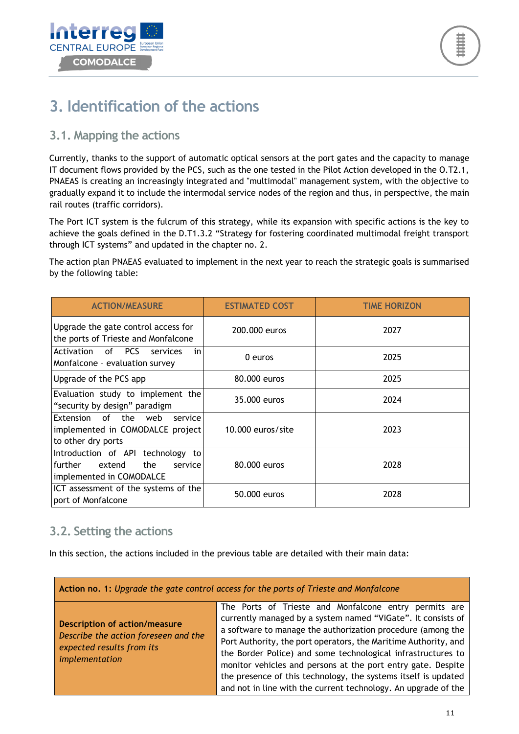# 3. Identification of the actions

## 3.1. Mapping the actions

Currently, thanks to the support of automatic optical sensors at the port gates and the capacity to manage IT document flows provided by the PCS, such as the one tested in the Pilot Action developed in the O.T2.1, PNAEAS is creating an increasingly integrated and "multimodal" management system, with the objective to gradually expand it to include the intermodal service nodes of the region and thus, in perspective, the main rail routes (traffic corridors).

The Port ICT system is the fulcrum of this strategy, while its expansion with specific actions is the key to achieve the goals defined in the D.T1.3.2 "Strategy for fostering coordinated multimodal freight transport through ICT systems" and updated in the chapter no. 2.

The action plan PNAEAS evaluated to implement in the next year to reach the strategic goals is summarised by the following table:

| ACTION/MEASURE | ESTIMATED COST | TIME HORIZON |
|---|---|---|
| Upgrade the gate control access for the ports of Trieste and Monfalcone | 200.000 euros | 2027 |
| Activation of PCS services in Monfalcone – evaluation survey | 0 euros | 2025 |
| Upgrade of the PCS app | 80.000 euros | 2025 |
| Evaluation study to implement the "security by design" paradigm | 35.000 euros | 2024 |
| Extension of the web service implemented in COMODALCE project to other dry ports | 10.000 euros/site | 2023 |
| Introduction of API technology to further extend the service implemented in COMODALCE | 80.000 euros | 2028 |
| ICT assessment of the systems of the port of Monfalcone | 50.000 euros | 2028 |

## 3.2. Setting the actions

In this section, the actions included in the previous table are detailed with their main data:

| **Action no. 1:** *Upgrade the gate control access for the ports of Trieste and Monfalcone* | |
|---|---|
| **Description of action/measure** *Describe the action foreseen and the expected results from its implementation* | The Ports of Trieste and Monfalcone entry permits are currently managed by a system named "ViGate". It consists of a software to manage the authorization procedure (among the Port Authority, the port operators, the Maritime Authority, and the Border Police) and some technological infrastructures to monitor vehicles and persons at the port entry gate. Despite the presence of this technology, the systems itself is updated and not in line with the current technology. An upgrade of the |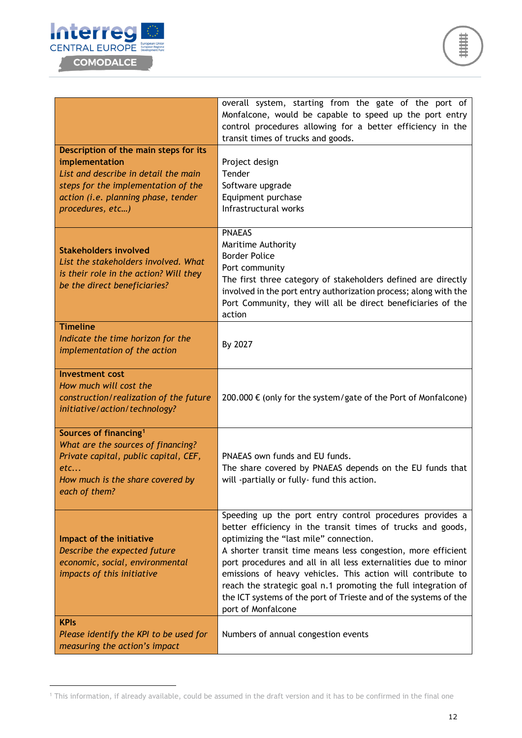| | |
|---|---|
| | overall system, starting from the gate of the port of Monfalcone, would be capable to speed up the port entry control procedures allowing for a better efficiency in the transit times of trucks and goods. |
| **Description of the main steps for its implementation**<br>*List and describe in detail the main steps for the implementation of the action (i.e. planning phase, tender procedures, etc…)* | Project design<br>Tender<br>Software upgrade<br>Equipment purchase<br>Infrastructural works |
| **Stakeholders involved**<br>*List the stakeholders involved. What is their role in the action? Will they be the direct beneficiaries?* | PNAEAS<br>Maritime Authority<br>Border Police<br>Port community<br>The first three category of stakeholders defined are directly involved in the port entry authorization process; along with the Port Community, they will all be direct beneficiaries of the action |
| **Timeline**<br>*Indicate the time horizon for the implementation of the action* | By 2027 |
| **Investment cost**<br>*How much will cost the construction/realization of the future initiative/action/technology?* | 200.000 € (only for the system/gate of the Port of Monfalcone) |
| **Sources of financing**[1]<br>*What are the sources of financing? Private capital, public capital, CEF, etc...*<br>*How much is the share covered by each of them?* | PNAEAS own funds and EU funds.<br>The share covered by PNAEAS depends on the EU funds that will -partially or fully- fund this action. |
| **Impact of the initiative**<br>*Describe the expected future economic, social, environmental impacts of this initiative* | Speeding up the port entry control procedures provides a better efficiency in the transit times of trucks and goods, optimizing the "last mile" connection.<br>A shorter transit time means less congestion, more efficient port procedures and all in all less externalities due to minor emissions of heavy vehicles. This action will contribute to reach the strategic goal n.1 promoting the full integration of the ICT systems of the port of Trieste and of the systems of the port of Monfalcone |
| **KPIs**<br>*Please identify the KPI to be used for measuring the action's impact* | Numbers of annual congestion events |

[1] This information, if already available, could be assumed in the draft version and it has to be confirmed in the final one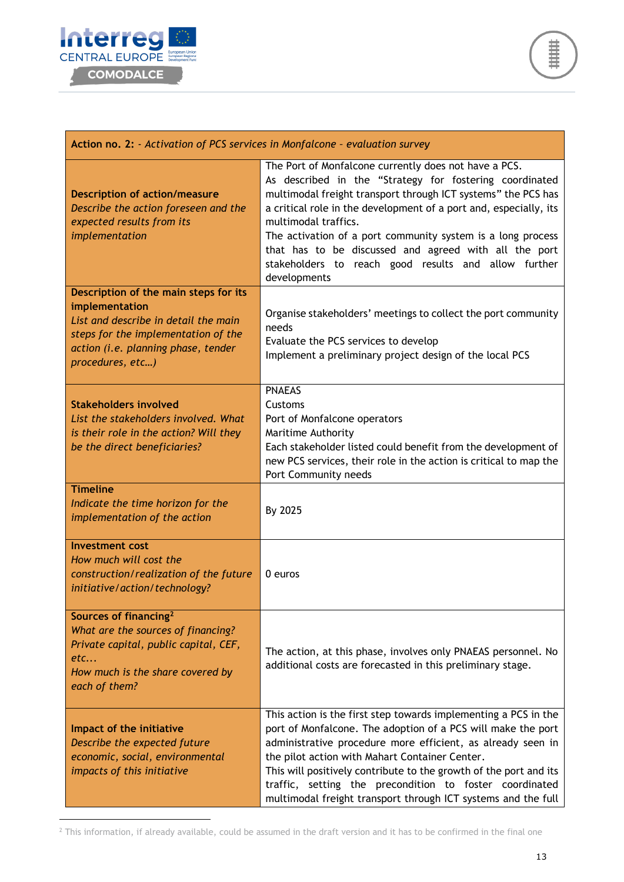| **Action no. 2:** - *Activation of PCS services in Monfalcone – evaluation survey* | |
|---|---|
| **Description of action/measure** *Describe the action foreseen and the expected results from its implementation* | The Port of Monfalcone currently does not have a PCS. As described in the "Strategy for fostering coordinated multimodal freight transport through ICT systems" the PCS has a critical role in the development of a port and, especially, its multimodal traffics. The activation of a port community system is a long process that has to be discussed and agreed with all the port stakeholders to reach good results and allow further developments |
| **Description of the main steps for its implementation** *List and describe in detail the main steps for the implementation of the action (i.e. planning phase, tender procedures, etc…)* | Organise stakeholders' meetings to collect the port community needs<br>Evaluate the PCS services to develop<br>Implement a preliminary project design of the local PCS |
| **Stakeholders involved** *List the stakeholders involved. What is their role in the action? Will they be the direct beneficiaries?* | PNAEAS<br>Customs<br>Port of Monfalcone operators<br>Maritime Authority<br>Each stakeholder listed could benefit from the development of new PCS services, their role in the action is critical to map the Port Community needs |
| **Timeline** *Indicate the time horizon for the implementation of the action* | By 2025 |
| **Investment cost** *How much will cost the construction/realization of the future initiative/action/technology?* | 0 euros |
| **Sources of financing**[2] *What are the sources of financing? Private capital, public capital, CEF, etc... How much is the share covered by each of them?* | The action, at this phase, involves only PNAEAS personnel. No additional costs are forecasted in this preliminary stage. |
| **Impact of the initiative** *Describe the expected future economic, social, environmental impacts of this initiative* | This action is the first step towards implementing a PCS in the port of Monfalcone. The adoption of a PCS will make the port administrative procedure more efficient, as already seen in the pilot action with Mahart Container Center.<br>This will positively contribute to the growth of the port and its traffic, setting the precondition to foster coordinated multimodal freight transport through ICT systems and the full |

[2] This information, if already available, could be assumed in the draft version and it has to be confirmed in the final one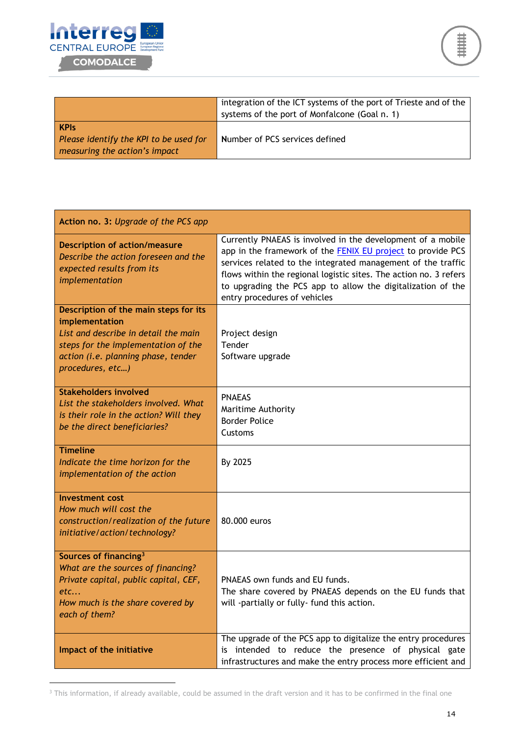|  |  |
|---|---|
|  | integration of the ICT systems of the port of Trieste and of the systems of the port of Monfalcone (Goal n. 1) |
| **KPIs**<br>*Please identify the KPI to be used for measuring the action's impact* | Number of PCS services defined |

| **Action no. 3:** *Upgrade of the PCS app* |  |
|---|---|
| **Description of action/measure**<br>*Describe the action foreseen and the expected results from its implementation* | Currently PNAEAS is involved in the development of a mobile app in the framework of the [FENIX EU project](#) to provide PCS services related to the integrated management of the traffic flows within the regional logistic sites. The action no. 3 refers to upgrading the PCS app to allow the digitalization of the entry procedures of vehicles |
| **Description of the main steps for its implementation**<br>*List and describe in detail the main steps for the implementation of the action (i.e. planning phase, tender procedures, etc…)* | Project design<br>Tender<br>Software upgrade |
| **Stakeholders involved**<br>*List the stakeholders involved. What is their role in the action? Will they be the direct beneficiaries?* | PNAEAS<br>Maritime Authority<br>Border Police<br>Customs |
| **Timeline**<br>*Indicate the time horizon for the implementation of the action* | By 2025 |
| **Investment cost**<br>*How much will cost the construction/realization of the future initiative/action/technology?* | 80.000 euros |
| **Sources of financing**[3]<br>*What are the sources of financing? Private capital, public capital, CEF, etc…*<br>*How much is the share covered by each of them?* | PNAEAS own funds and EU funds.<br>The share covered by PNAEAS depends on the EU funds that will -partially or fully- fund this action. |
| **Impact of the initiative** | The upgrade of the PCS app to digitalize the entry procedures is intended to reduce the presence of physical gate infrastructures and make the entry process more efficient and |

[3] This information, if already available, could be assumed in the draft version and it has to be confirmed in the final one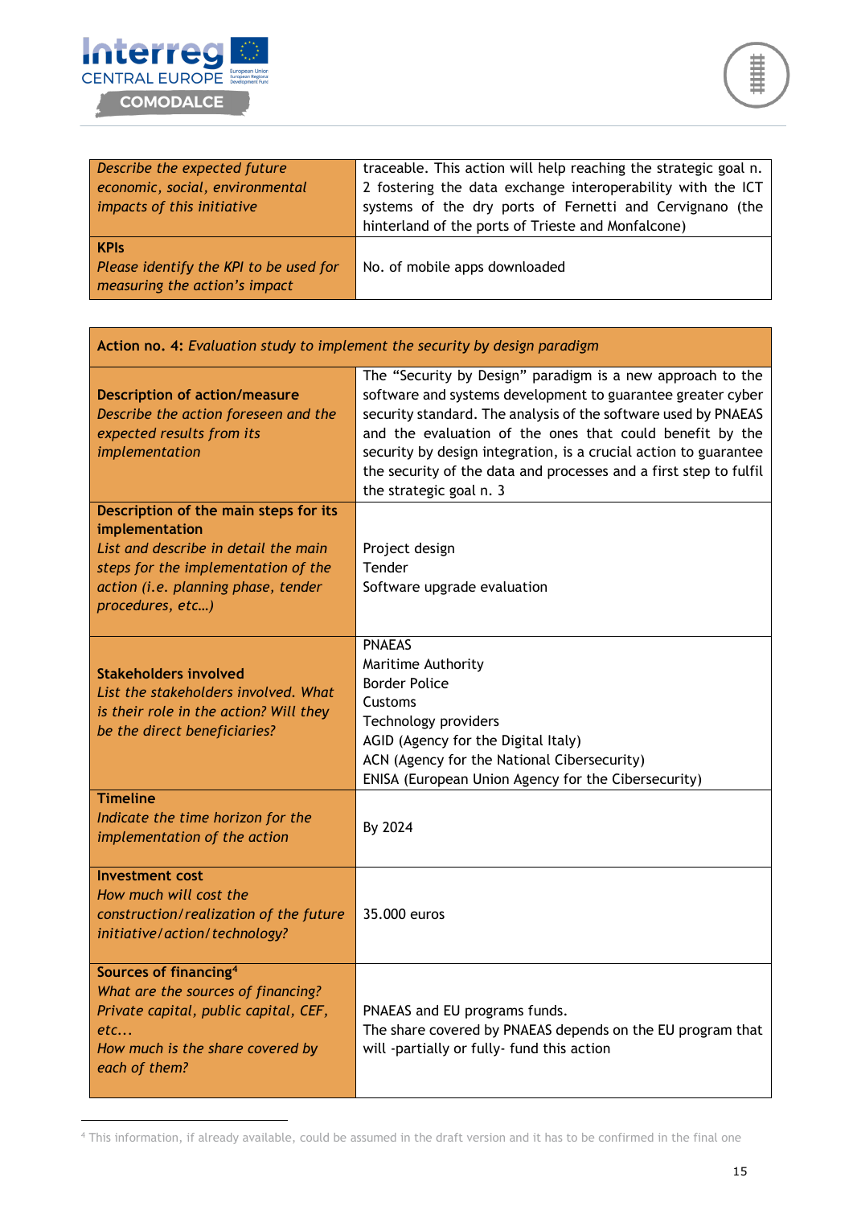| *Describe the expected future economic, social, environmental impacts of this initiative* | traceable. This action will help reaching the strategic goal n. 2 fostering the data exchange interoperability with the ICT systems of the dry ports of Fernetti and Cervignano (the hinterland of the ports of Trieste and Monfalcone) |
|---|---|
| **KPIs** *Please identify the KPI to be used for measuring the action's impact* | No. of mobile apps downloaded |

| **Action no. 4:** *Evaluation study to implement the security by design paradigm* | |
|---|---|
| **Description of action/measure** *Describe the action foreseen and the expected results from its implementation* | The "Security by Design" paradigm is a new approach to the software and systems development to guarantee greater cyber security standard. The analysis of the software used by PNAEAS and the evaluation of the ones that could benefit by the security by design integration, is a crucial action to guarantee the security of the data and processes and a first step to fulfil the strategic goal n. 3 |
| **Description of the main steps for its implementation** *List and describe in detail the main steps for the implementation of the action (i.e. planning phase, tender procedures, etc…)* | Project design<br>Tender<br>Software upgrade evaluation |
| **Stakeholders involved** *List the stakeholders involved. What is their role in the action? Will they be the direct beneficiaries?* | PNAEAS<br>Maritime Authority<br>Border Police<br>Customs<br>Technology providers<br>AGID (Agency for the Digital Italy)<br>ACN (Agency for the National Cibersecurity)<br>ENISA (European Union Agency for the Cibersecurity) |
| **Timeline** *Indicate the time horizon for the implementation of the action* | By 2024 |
| **Investment cost** *How much will cost the construction/realization of the future initiative/action/technology?* | 35.000 euros |
| **Sources of financing**[4] *What are the sources of financing? Private capital, public capital, CEF, etc... How much is the share covered by each of them?* | PNAEAS and EU programs funds.<br>The share covered by PNAEAS depends on the EU program that will -partially or fully- fund this action |

[4] This information, if already available, could be assumed in the draft version and it has to be confirmed in the final one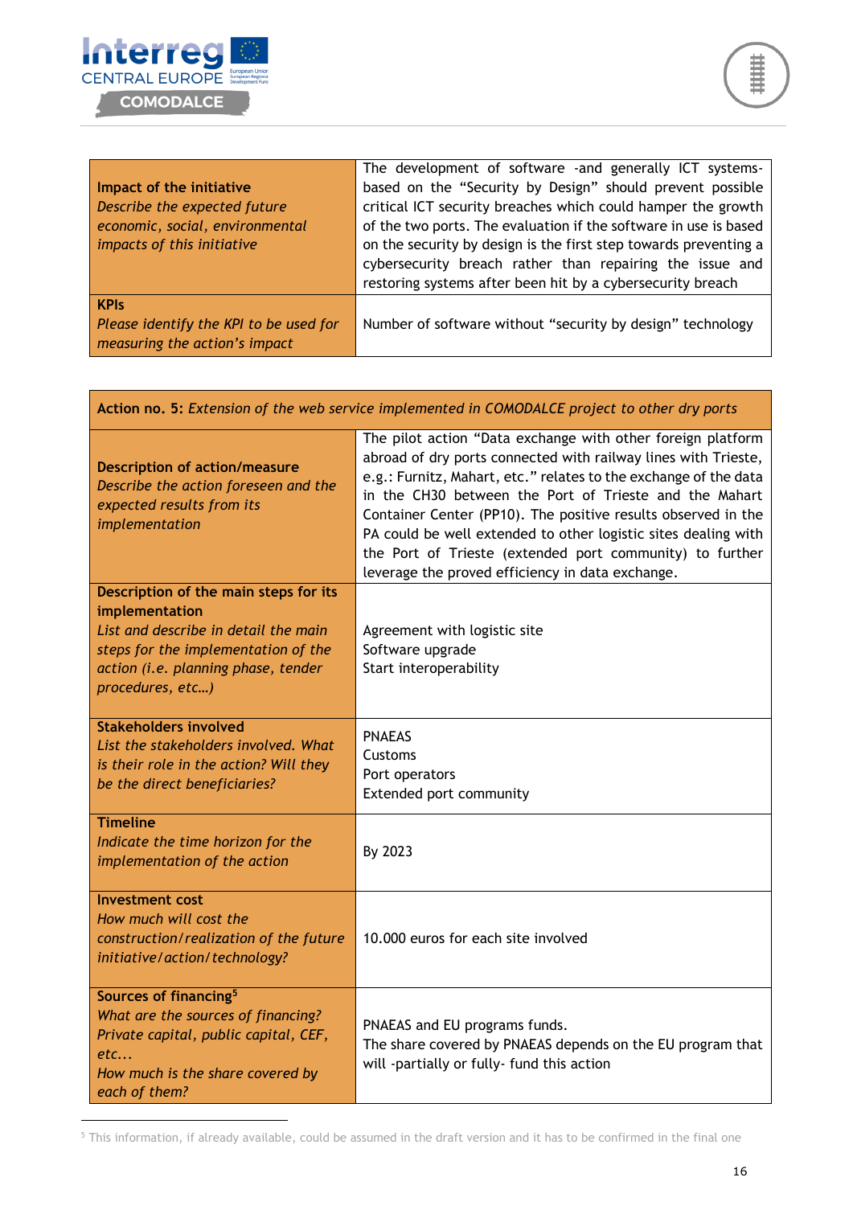| | |
|---|---|
| **Impact of the initiative** *Describe the expected future economic, social, environmental impacts of this initiative* | The development of software -and generally ICT systems- based on the "Security by Design" should prevent possible critical ICT security breaches which could hamper the growth of the two ports. The evaluation if the software in use is based on the security by design is the first step towards preventing a cybersecurity breach rather than repairing the issue and restoring systems after been hit by a cybersecurity breach |
| **KPIs** *Please identify the KPI to be used for measuring the action's impact* | Number of software without "security by design" technology |

| **Action no. 5:** *Extension of the web service implemented in COMODALCE project to other dry ports* | |
|---|---|
| **Description of action/measure** *Describe the action foreseen and the expected results from its implementation* | The pilot action "Data exchange with other foreign platform abroad of dry ports connected with railway lines with Trieste, e.g.: Furnitz, Mahart, etc." relates to the exchange of the data in the CH30 between the Port of Trieste and the Mahart Container Center (PP10). The positive results observed in the PA could be well extended to other logistic sites dealing with the Port of Trieste (extended port community) to further leverage the proved efficiency in data exchange. |
| **Description of the main steps for its implementation** *List and describe in detail the main steps for the implementation of the action (i.e. planning phase, tender procedures, etc…)* | Agreement with logistic site<br>Software upgrade<br>Start interoperability |
| **Stakeholders involved** *List the stakeholders involved. What is their role in the action? Will they be the direct beneficiaries?* | PNAEAS<br>Customs<br>Port operators<br>Extended port community |
| **Timeline** *Indicate the time horizon for the implementation of the action* | By 2023 |
| **Investment cost** *How much will cost the construction/realization of the future initiative/action/technology?* | 10.000 euros for each site involved |
| **Sources of financing**[5] *What are the sources of financing? Private capital, public capital, CEF, etc… How much is the share covered by each of them?* | PNAEAS and EU programs funds.<br>The share covered by PNAEAS depends on the EU program that will -partially or fully- fund this action |

[5] This information, if already available, could be assumed in the draft version and it has to be confirmed in the final one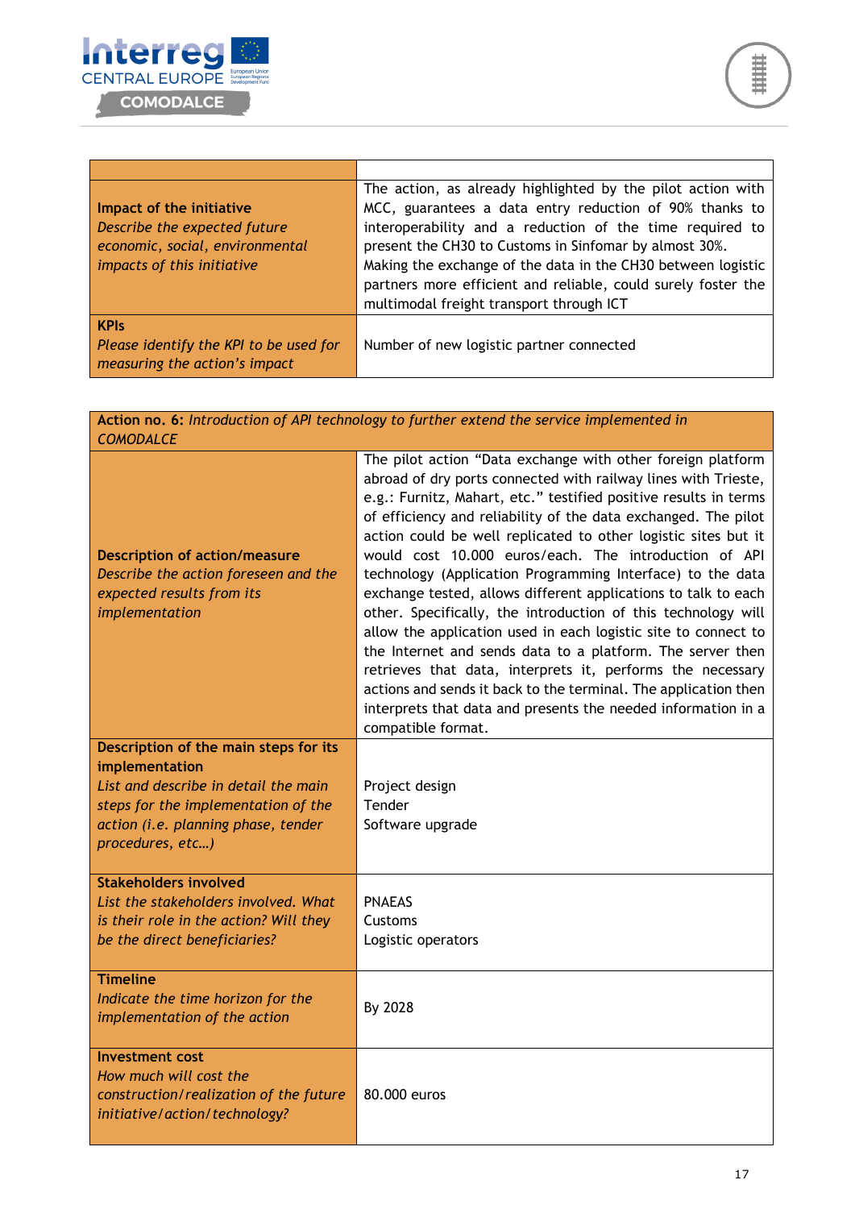| | |
|---|---|
| **Impact of the initiative**<br>*Describe the expected future economic, social, environmental impacts of this initiative* | The action, as already highlighted by the pilot action with MCC, guarantees a data entry reduction of 90% thanks to interoperability and a reduction of the time required to present the CH30 to Customs in Sinfomar by almost 30%.<br>Making the exchange of the data in the CH30 between logistic partners more efficient and reliable, could surely foster the multimodal freight transport through ICT |
| **KPIs**<br>*Please identify the KPI to be used for measuring the action's impact* | Number of new logistic partner connected |

| **Action no. 6:** *Introduction of API technology to further extend the service implemented in COMODALCE* | |
|---|---|
| **Description of action/measure**<br>*Describe the action foreseen and the expected results from its implementation* | The pilot action "Data exchange with other foreign platform abroad of dry ports connected with railway lines with Trieste, e.g.: Furnitz, Mahart, etc." testified positive results in terms of efficiency and reliability of the data exchanged. The pilot action could be well replicated to other logistic sites but it would cost 10.000 euros/each. The introduction of API technology (Application Programming Interface) to the data exchange tested, allows different applications to talk to each other. Specifically, the introduction of this technology will allow the application used in each logistic site to connect to the Internet and sends data to a platform. The server then retrieves that data, interprets it, performs the necessary actions and sends it back to the terminal. The application then interprets that data and presents the needed information in a compatible format. |
| **Description of the main steps for its implementation**<br>*List and describe in detail the main steps for the implementation of the action (i.e. planning phase, tender procedures, etc…)* | Project design<br>Tender<br>Software upgrade |
| **Stakeholders involved**<br>*List the stakeholders involved. What is their role in the action? Will they be the direct beneficiaries?* | PNAEAS<br>Customs<br>Logistic operators |
| **Timeline**<br>*Indicate the time horizon for the implementation of the action* | By 2028 |
| **Investment cost**<br>*How much will cost the construction/realization of the future initiative/action/technology?* | 80.000 euros |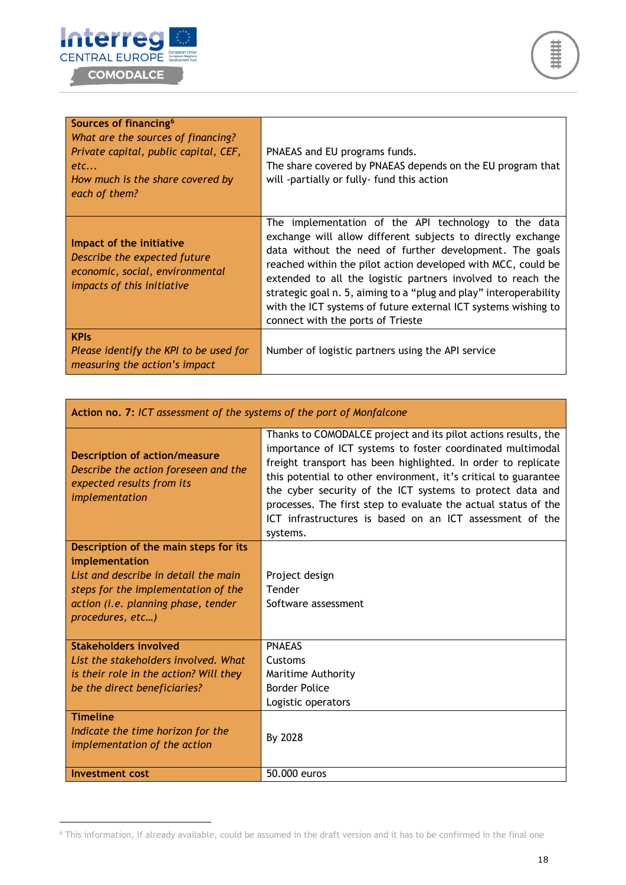| **Sources of financing**[6] *What are the sources of financing? Private capital, public capital, CEF, etc... How much is the share covered by each of them?* | PNAEAS and EU programs funds. The share covered by PNAEAS depends on the EU program that will -partially or fully- fund this action |
|---|---|
| **Impact of the initiative** *Describe the expected future economic, social, environmental impacts of this initiative* | The implementation of the API technology to the data exchange will allow different subjects to directly exchange data without the need of further development. The goals reached within the pilot action developed with MCC, could be extended to all the logistic partners involved to reach the strategic goal n. 5, aiming to a "plug and play" interoperability with the ICT systems of future external ICT systems wishing to connect with the ports of Trieste |
| **KPIs** *Please identify the KPI to be used for measuring the action's impact* | Number of logistic partners using the API service |

| **Action no. 7:** *ICT assessment of the systems of the port of Monfalcone* | |
|---|---|
| **Description of action/measure** *Describe the action foreseen and the expected results from its implementation* | Thanks to COMODALCE project and its pilot actions results, the importance of ICT systems to foster coordinated multimodal freight transport has been highlighted. In order to replicate this potential to other environment, it's critical to guarantee the cyber security of the ICT systems to protect data and processes. The first step to evaluate the actual status of the ICT infrastructures is based on an ICT assessment of the systems. |
| **Description of the main steps for its implementation** *List and describe in detail the main steps for the implementation of the action (i.e. planning phase, tender procedures, etc…)* | Project design<br>Tender<br>Software assessment |
| **Stakeholders involved** *List the stakeholders involved. What is their role in the action? Will they be the direct beneficiaries?* | PNAEAS<br>Customs<br>Maritime Authority<br>Border Police<br>Logistic operators |
| **Timeline** *Indicate the time horizon for the implementation of the action* | By 2028 |
| **Investment cost** | 50.000 euros |

[6] This information, if already available, could be assumed in the draft version and it has to be confirmed in the final one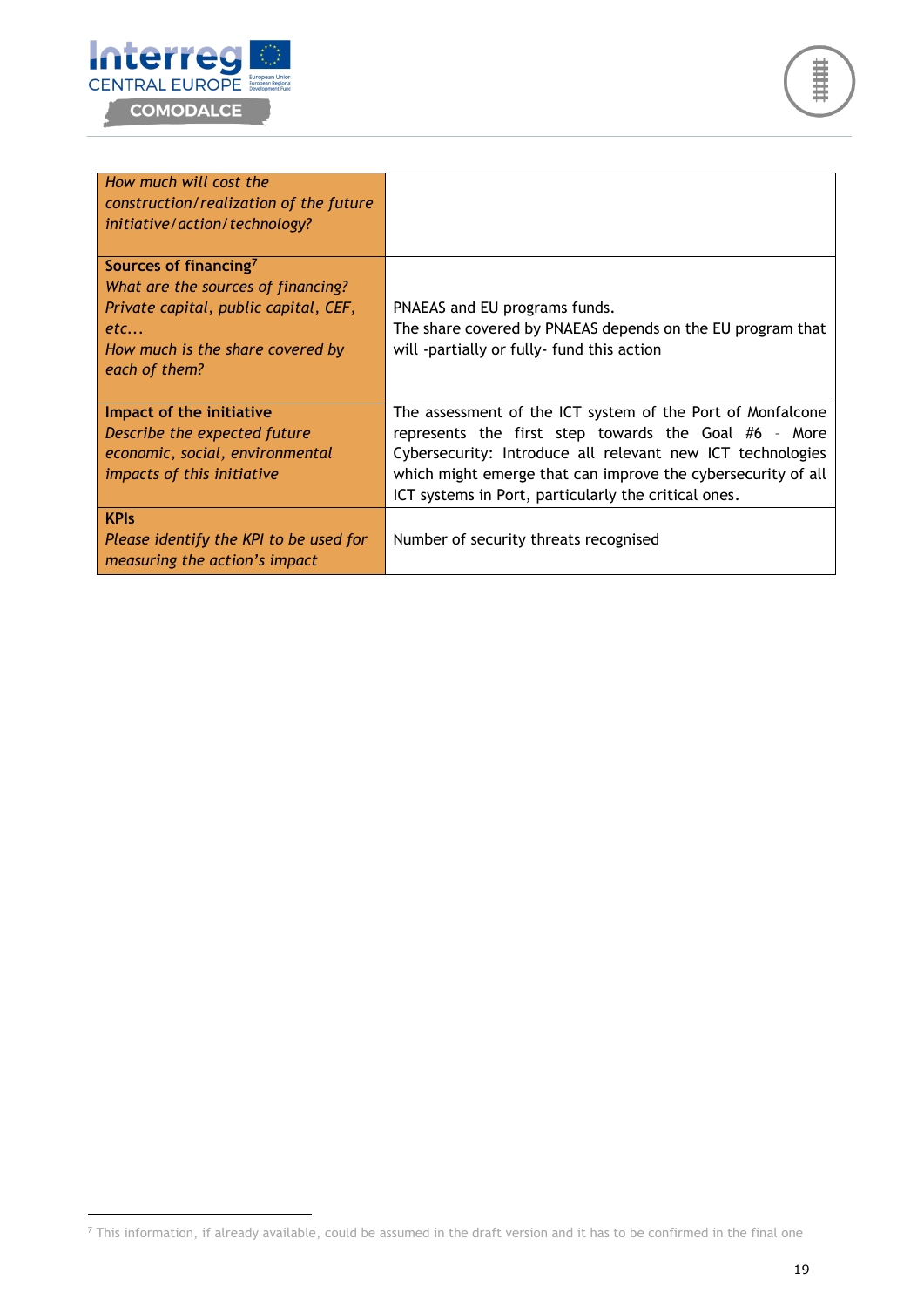| | |
|---|---|
| *How much will cost the construction/realization of the future initiative/action/technology?* | |
| **Sources of financing**[7]<br>*What are the sources of financing? Private capital, public capital, CEF, etc...*<br>*How much is the share covered by each of them?* | PNAEAS and EU programs funds.<br>The share covered by PNAEAS depends on the EU program that will -partially or fully- fund this action |
| **Impact of the initiative**<br>*Describe the expected future economic, social, environmental impacts of this initiative* | The assessment of the ICT system of the Port of Monfalcone represents the first step towards the Goal #6 - More Cybersecurity: Introduce all relevant new ICT technologies which might emerge that can improve the cybersecurity of all ICT systems in Port, particularly the critical ones. |
| **KPIs**<br>*Please identify the KPI to be used for measuring the action's impact* | Number of security threats recognised |

[7] This information, if already available, could be assumed in the draft version and it has to be confirmed in the final one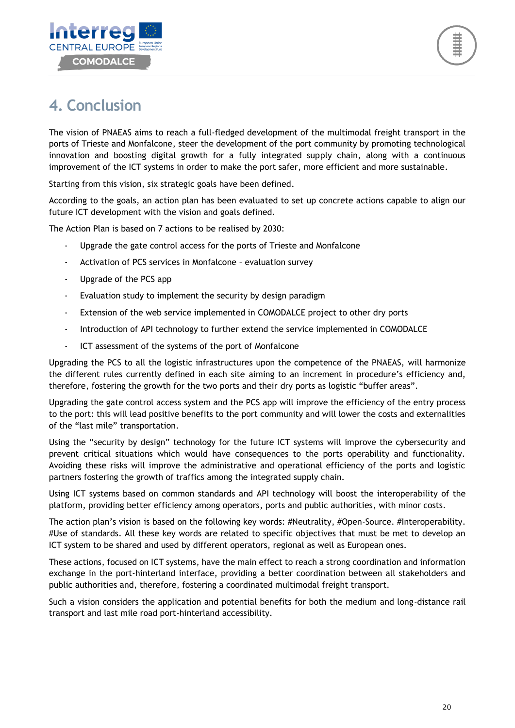# 4. Conclusion

The vision of PNAEAS aims to reach a full-fledged development of the multimodal freight transport in the ports of Trieste and Monfalcone, steer the development of the port community by promoting technological innovation and boosting digital growth for a fully integrated supply chain, along with a continuous improvement of the ICT systems in order to make the port safer, more efficient and more sustainable.

Starting from this vision, six strategic goals have been defined.

According to the goals, an action plan has been evaluated to set up concrete actions capable to align our future ICT development with the vision and goals defined.

The Action Plan is based on 7 actions to be realised by 2030:

- Upgrade the gate control access for the ports of Trieste and Monfalcone
- Activation of PCS services in Monfalcone – evaluation survey
- Upgrade of the PCS app
- Evaluation study to implement the security by design paradigm
- Extension of the web service implemented in COMODALCE project to other dry ports
- Introduction of API technology to further extend the service implemented in COMODALCE
- ICT assessment of the systems of the port of Monfalcone

Upgrading the PCS to all the logistic infrastructures upon the competence of the PNAEAS, will harmonize the different rules currently defined in each site aiming to an increment in procedure's efficiency and, therefore, fostering the growth for the two ports and their dry ports as logistic "buffer areas".

Upgrading the gate control access system and the PCS app will improve the efficiency of the entry process to the port: this will lead positive benefits to the port community and will lower the costs and externalities of the "last mile" transportation.

Using the "security by design" technology for the future ICT systems will improve the cybersecurity and prevent critical situations which would have consequences to the ports operability and functionality. Avoiding these risks will improve the administrative and operational efficiency of the ports and logistic partners fostering the growth of traffics among the integrated supply chain.

Using ICT systems based on common standards and API technology will boost the interoperability of the platform, providing better efficiency among operators, ports and public authorities, with minor costs.

The action plan's vision is based on the following key words: #Neutrality, #Open-Source. #Interoperability. #Use of standards. All these key words are related to specific objectives that must be met to develop an ICT system to be shared and used by different operators, regional as well as European ones.

These actions, focused on ICT systems, have the main effect to reach a strong coordination and information exchange in the port-hinterland interface, providing a better coordination between all stakeholders and public authorities and, therefore, fostering a coordinated multimodal freight transport.

Such a vision considers the application and potential benefits for both the medium and long-distance rail transport and last mile road port-hinterland accessibility.